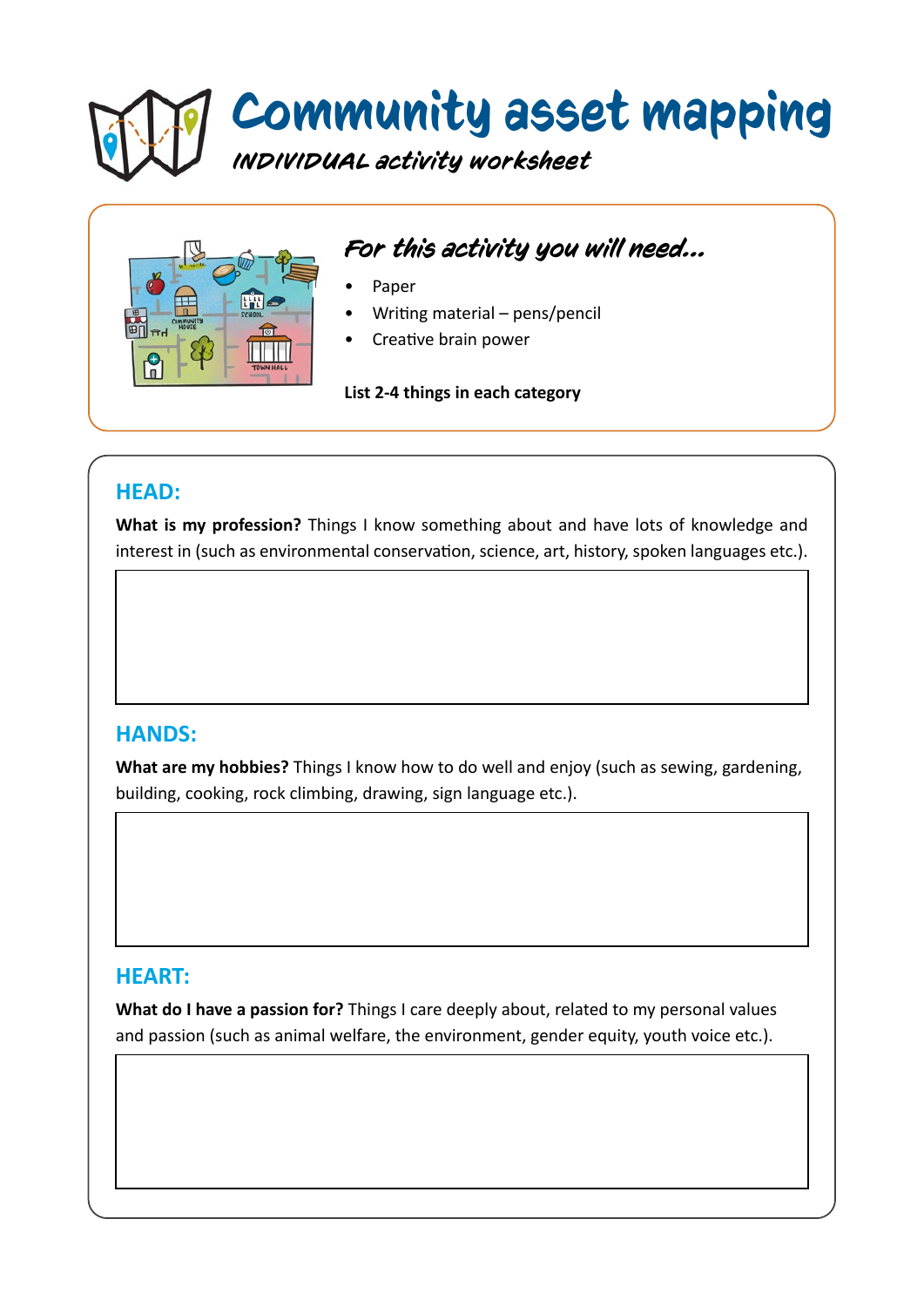# Community asset mapping

*INDIVIDUAL activity worksheet*

## *For this activity you will need...*

- Paper
- Writing material – pens/pencil
- Creative brain power

**List 2-4 things in each category**

## HEAD:

**What is my profession?** Things I know something about and have lots of knowledge and interest in (such as environmental conservation, science, art, history, spoken languages etc.).

## HANDS:

**What are my hobbies?** Things I know how to do well and enjoy (such as sewing, gardening, building, cooking, rock climbing, drawing, sign language etc.).

## HEART:

**What do I have a passion for?** Things I care deeply about, related to my personal values and passion (such as animal welfare, the environment, gender equity, youth voice etc.).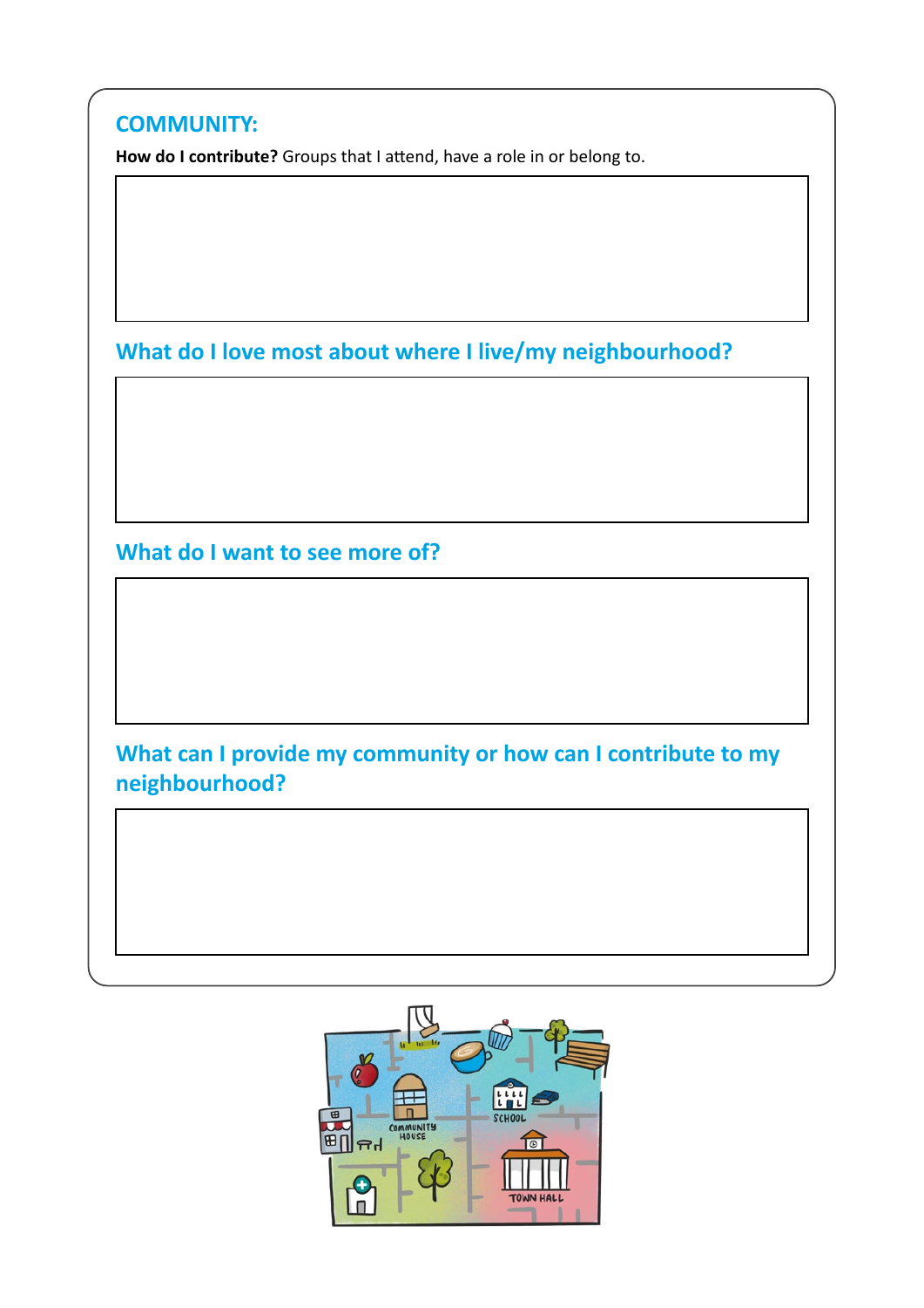## COMMUNITY:

**How do I contribute?** Groups that I attend, have a role in or belong to.

## What do I love most about where I live/my neighbourhood?

## What do I want to see more of?

## What can I provide my community or how can I contribute to my neighbourhood?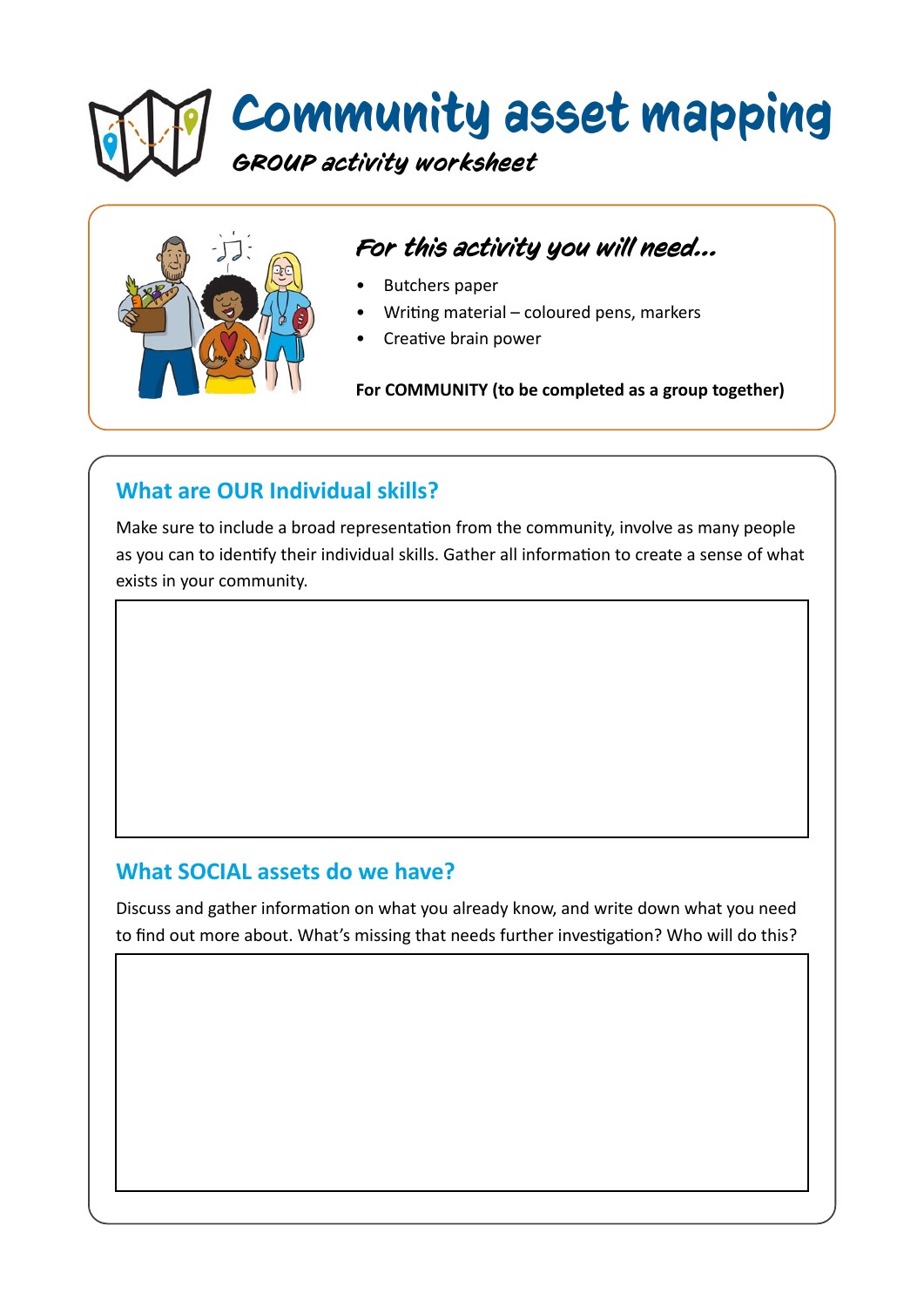# Community asset mapping

*GROUP activity worksheet*

## *For this activity you will need...*

- Butchers paper
- Writing material – coloured pens, markers
- Creative brain power

**For COMMUNITY (to be completed as a group together)**

## What are OUR Individual skills?

Make sure to include a broad representation from the community, involve as many people as you can to identify their individual skills. Gather all information to create a sense of what exists in your community.

## What SOCIAL assets do we have?

Discuss and gather information on what you already know, and write down what you need to find out more about. What's missing that needs further investigation? Who will do this?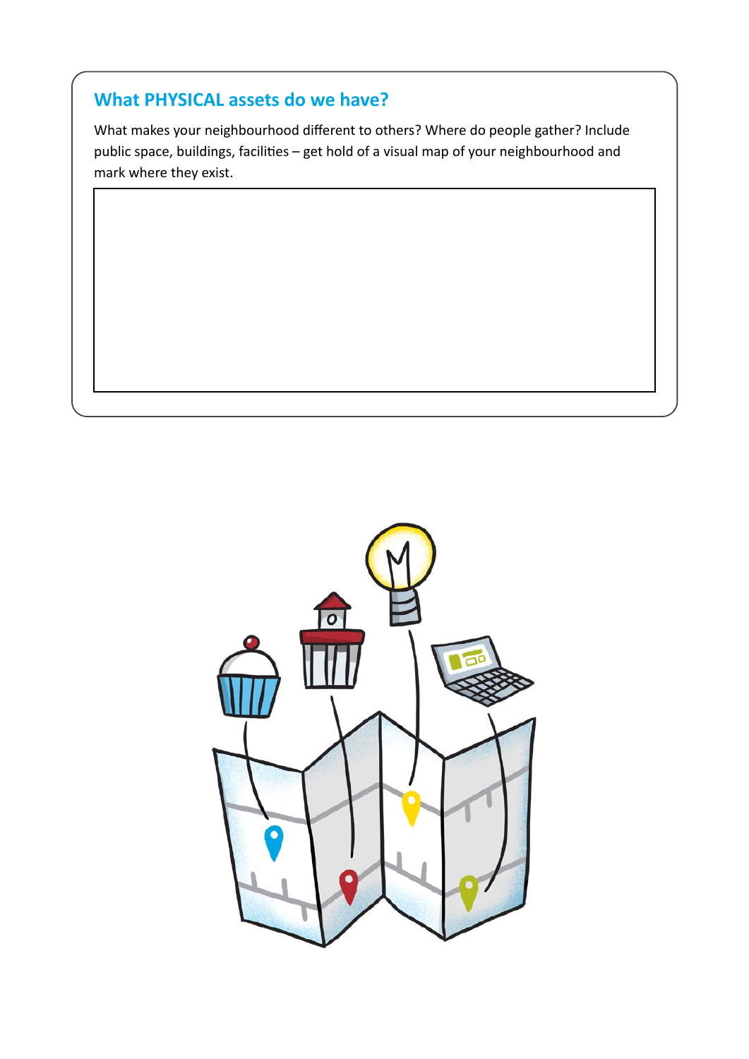## What PHYSICAL assets do we have?

What makes your neighbourhood different to others? Where do people gather? Include public space, buildings, facilities – get hold of a visual map of your neighbourhood and mark where they exist.